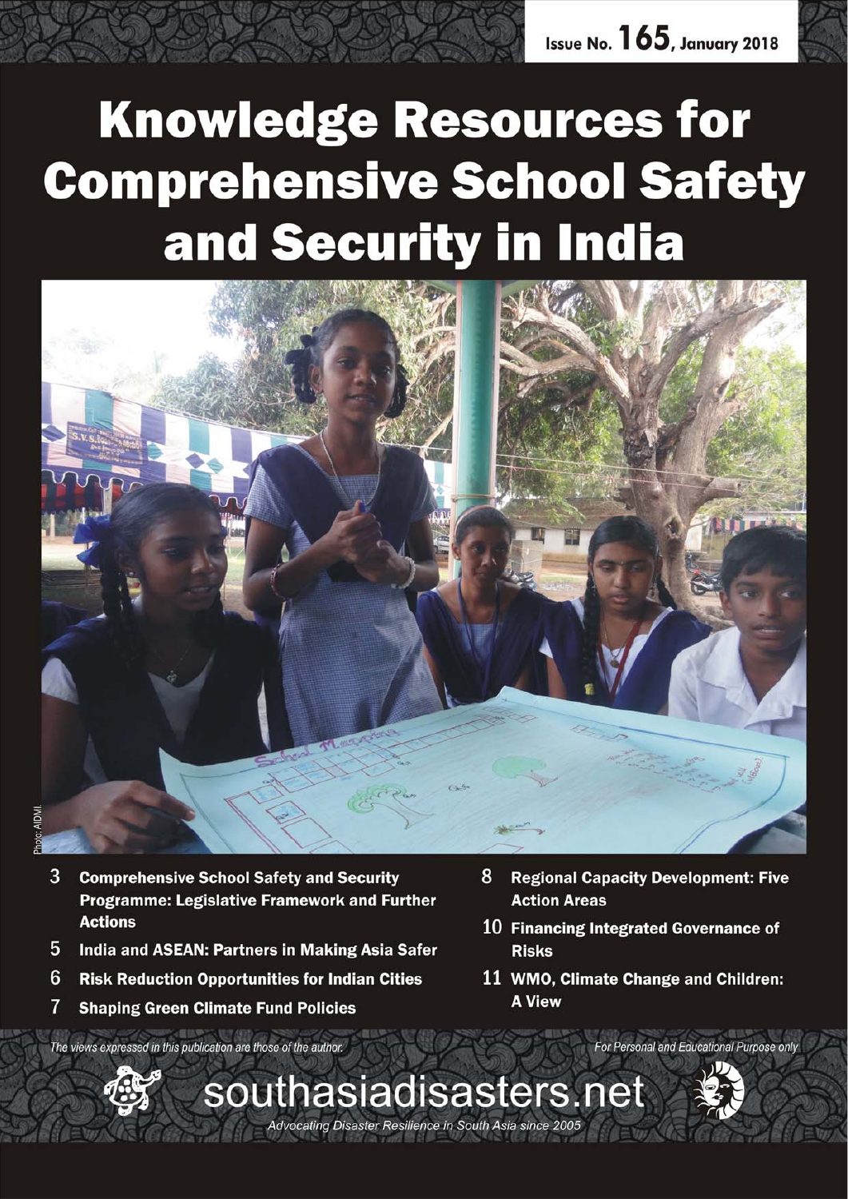Issue No. 165, January 2018

# Knowledge Resources for Comprehensive School Safety and Security in India

Photo: AIDMI

- 3 **Comprehensive School Safety and Security Programme: Legislative Framework and Further Actions**
- 5 **India and ASEAN: Partners in Making Asia Safer**
- 6 **Risk Reduction Opportunities for Indian Cities**
- 7 **Shaping Green Climate Fund Policies**
- 8 **Regional Capacity Development: Five Action Areas**
- 10 **Financing Integrated Governance of Risks**
- 11 **WMO, Climate Change and Children: A View**

*The views expressed in this publication are those of the author.*

*For Personal and Educational Purpose only*

southasiadisasters.net

*Advocating Disaster Resilience in South Asia since 2005*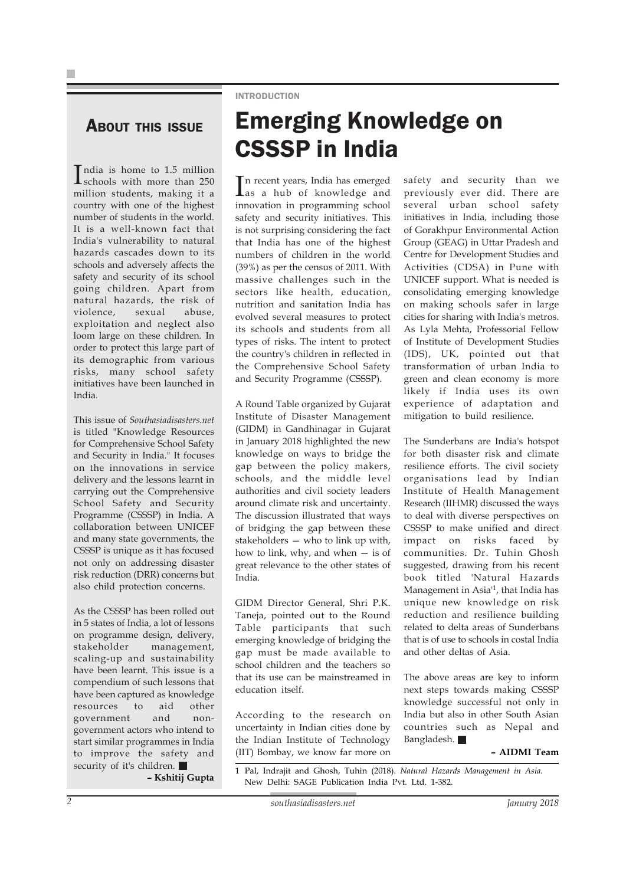## About this issue

India is home to 1.5 million schools with more than 250 million students, making it a country with one of the highest number of students in the world. It is a well-known fact that India's vulnerability to natural hazards cascades down to its schools and adversely affects the safety and security of its school going children. Apart from natural hazards, the risk of violence, sexual abuse, exploitation and neglect also loom large on these children. In order to protect this large part of its demographic from various risks, many school safety initiatives have been launched in India.

This issue of *Southasiadisasters.net* is titled "Knowledge Resources for Comprehensive School Safety and Security in India." It focuses on the innovations in service delivery and the lessons learnt in carrying out the Comprehensive School Safety and Security Programme (CSSSP) in India. A collaboration between UNICEF and many state governments, the CSSSP is unique as it has focused not only on addressing disaster risk reduction (DRR) concerns but also child protection concerns.

As the CSSSP has been rolled out in 5 states of India, a lot of lessons on programme design, delivery, stakeholder management, scaling-up and sustainability have been learnt. This issue is a compendium of such lessons that have been captured as knowledge resources to aid other government and non-government actors who intend to start similar programmes in India to improve the safety and security of it's children. ■

**– Kshitij Gupta**

INTRODUCTION

# Emerging Knowledge on CSSSP in India

In recent years, India has emerged as a hub of knowledge and innovation in programming school safety and security initiatives. This is not surprising considering the fact that India has one of the highest numbers of children in the world (39%) as per the census of 2011. With massive challenges such in the sectors like health, education, nutrition and sanitation India has evolved several measures to protect its schools and students from all types of risks. The intent to protect the country's children in reflected in the Comprehensive School Safety and Security Programme (CSSSP).

A Round Table organized by Gujarat Institute of Disaster Management (GIDM) in Gandhinagar in Gujarat in January 2018 highlighted the new knowledge on ways to bridge the gap between the policy makers, schools, and the middle level authorities and civil society leaders around climate risk and uncertainty. The discussion illustrated that ways of bridging the gap between these stakeholders — who to link up with, how to link, why, and when — is of great relevance to the other states of India.

GIDM Director General, Shri P.K. Taneja, pointed out to the Round Table participants that such emerging knowledge of bridging the gap must be made available to school children and the teachers so that its use can be mainstreamed in education itself.

According to the research on uncertainty in Indian cities done by the Indian Institute of Technology (IIT) Bombay, we know far more on safety and security than we previously ever did. There are several urban school safety initiatives in India, including those of Gorakhpur Environmental Action Group (GEAG) in Uttar Pradesh and Centre for Development Studies and Activities (CDSA) in Pune with UNICEF support. What is needed is consolidating emerging knowledge on making schools safer in large cities for sharing with India's metros. As Lyla Mehta, Professorial Fellow of Institute of Development Studies (IDS), UK, pointed out that transformation of urban India to green and clean economy is more likely if India uses its own experience of adaptation and mitigation to build resilience.

The Sunderbans are India's hotspot for both disaster risk and climate resilience efforts. The civil society organisations lead by Indian Institute of Health Management Research (IIHMR) discussed the ways to deal with diverse perspectives on CSSSP to make unified and direct impact on risks faced by communities. Dr. Tuhin Ghosh suggested, drawing from his recent book titled 'Natural Hazards Management in Asia'[1], that India has unique new knowledge on risk reduction and resilience building related to delta areas of Sunderbans that is of use to schools in costal India and other deltas of Asia.

The above areas are key to inform next steps towards making CSSSP knowledge successful not only in India but also in other South Asian countries such as Nepal and Bangladesh. ■

**– AIDMI Team**

1 Pal, Indrajit and Ghosh, Tuhin (2018). *Natural Hazards Management in Asia.* New Delhi: SAGE Publication India Pvt. Ltd. 1-382.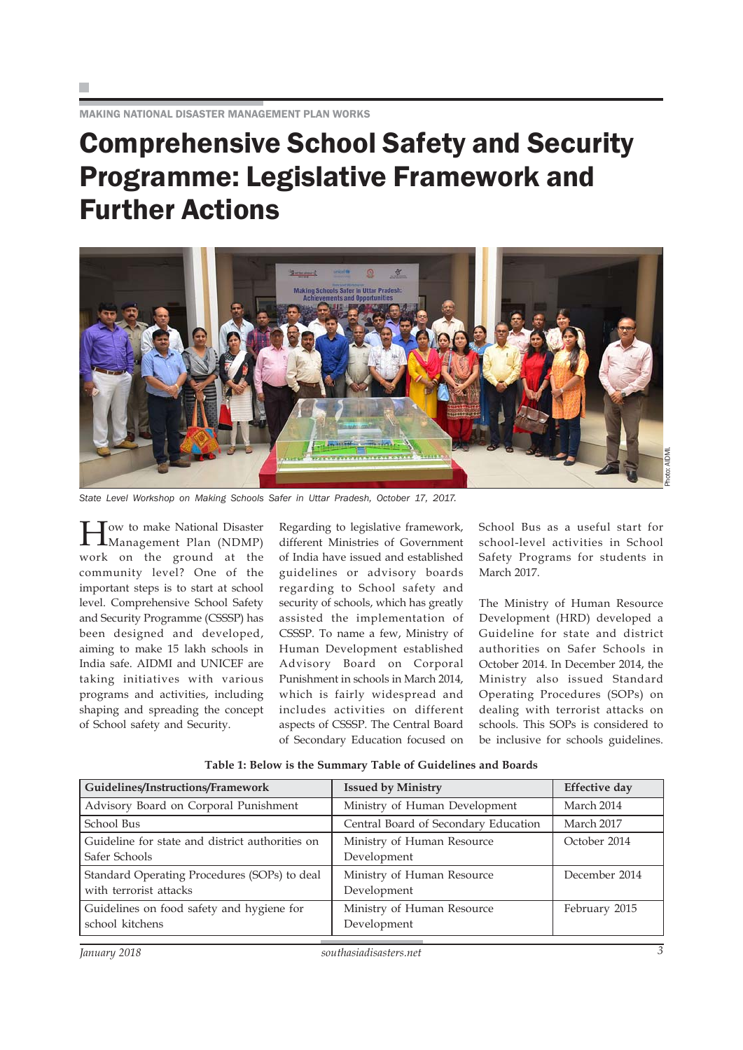MAKING NATIONAL DISASTER MANAGEMENT PLAN WORKS

# Comprehensive School Safety and Security Programme: Legislative Framework and Further Actions

Photo: AIDMI.

*State Level Workshop on Making Schools Safer in Uttar Pradesh, October 17, 2017.*

How to make National Disaster Management Plan (NDMP) work on the ground at the community level? One of the important steps is to start at school level. Comprehensive School Safety and Security Programme (CSSSP) has been designed and developed, aiming to make 15 lakh schools in India safe. AIDMI and UNICEF are taking initiatives with various programs and activities, including shaping and spreading the concept of School safety and Security.

Regarding to legislative framework, different Ministries of Government of India have issued and established guidelines or advisory boards regarding to School safety and security of schools, which has greatly assisted the implementation of CSSSP. To name a few, Ministry of Human Development established Advisory Board on Corporal Punishment in schools in March 2014, which is fairly widespread and includes activities on different aspects of CSSSP. The Central Board of Secondary Education focused on School Bus as a useful start for school-level activities in School Safety Programs for students in March 2017.

The Ministry of Human Resource Development (HRD) developed a Guideline for state and district authorities on Safer Schools in October 2014. In December 2014, the Ministry also issued Standard Operating Procedures (SOPs) on dealing with terrorist attacks on schools. This SOPs is considered to be inclusive for schools guidelines.

**Table 1: Below is the Summary Table of Guidelines and Boards**

| Guidelines/Instructions/Framework | Issued by Ministry | Effective day |
|---|---|---|
| Advisory Board on Corporal Punishment | Ministry of Human Development | March 2014 |
| School Bus | Central Board of Secondary Education | March 2017 |
| Guideline for state and district authorities on Safer Schools | Ministry of Human Resource Development | October 2014 |
| Standard Operating Procedures (SOPs) to deal with terrorist attacks | Ministry of Human Resource Development | December 2014 |
| Guidelines on food safety and hygiene for school kitchens | Ministry of Human Resource Development | February 2015 |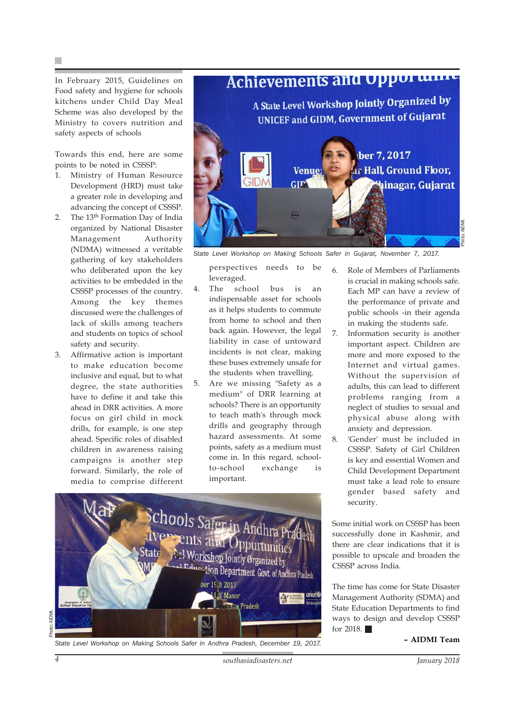In February 2015, Guidelines on Food safety and hygiene for schools kitchens under Child Day Meal Scheme was also developed by the Ministry to covers nutrition and safety aspects of schools

Towards this end, here are some points to be noted in CSSSP:

1. Ministry of Human Resource Development (HRD) must take a greater role in developing and advancing the concept of CSSSP.
2. The 13th Formation Day of India organized by National Disaster Management Authority (NDMA) witnessed a veritable gathering of key stakeholders who deliberated upon the key activities to be embedded in the CSSSP processes of the country. Among the key themes discussed were the challenges of lack of skills among teachers and students on topics of school safety and security.
3. Affirmative action is important to make education become inclusive and equal, but to what degree, the state authorities have to define it and take this ahead in DRR activities. A more focus on girl child in mock drills, for example, is one step ahead. Specific roles of disabled children in awareness raising campaigns is another step forward. Similarly, the role of media to comprise different perspectives needs to be leveraged.
4. The school bus is an indispensable asset for schools as it helps students to commute from home to school and then back again. However, the legal liability in case of untoward incidents is not clear, making these buses extremely unsafe for the students when travelling.
5. Are we missing "Safety as a medium" of DRR learning at schools? There is an opportunity to teach math's through mock drills and geography through hazard assessments. At some points, safety as a medium must come in. In this regard, school-to-school exchange is important.
6. Role of Members of Parliaments is crucial in making schools safe. Each MP can have a review of the performance of private and public schools -in their agenda in making the students safe.
7. Information security is another important aspect. Children are more and more exposed to the Internet and virtual games. Without the supervision of adults, this can lead to different problems ranging from a neglect of studies to sexual and physical abuse along with anxiety and depression.
8. 'Gender' must be included in CSSSP. Safety of Girl Children is key and essential Women and Child Development Department must take a lead role to ensure gender based safety and security.

State Level Workshop on Making Schools Safer in Gujarat, November 7, 2017.

State Level Workshop on Making Schools Safer in Andhra Pradesh, December 19, 2017.

Some initial work on CSSSP has been successfully done in Kashmir, and there are clear indications that it is possible to upscale and broaden the CSSSP across India.

The time has come for State Disaster Management Authority (SDMA) and State Education Departments to find ways to design and develop CSSSP for 2018. ■

**– AIDMI Team**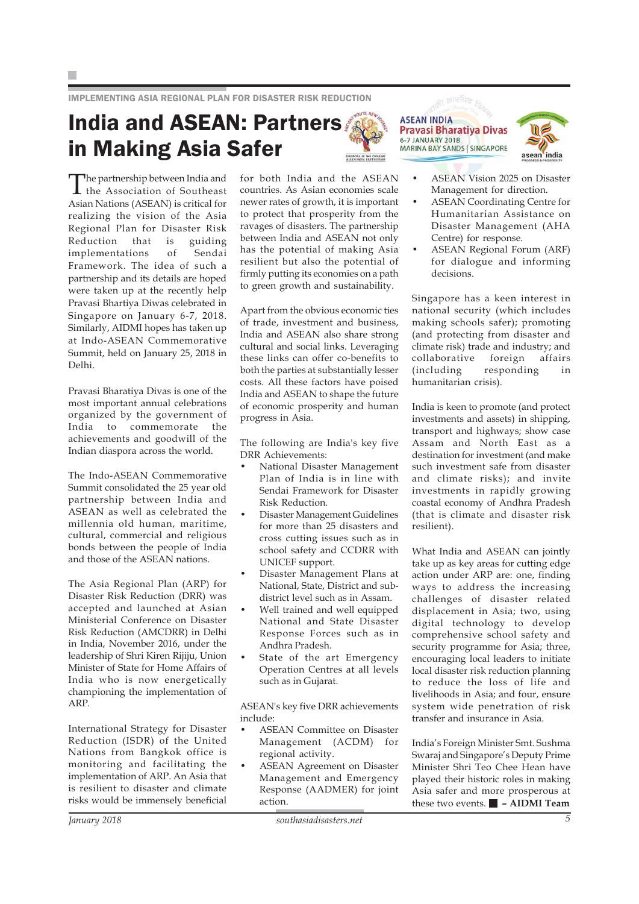IMPLEMENTING ASIA REGIONAL PLAN FOR DISASTER RISK REDUCTION

# India and ASEAN: Partners in Making Asia Safer

The partnership between India and the Association of Southeast Asian Nations (ASEAN) is critical for realizing the vision of the Asia Regional Plan for Disaster Risk Reduction that is guiding implementations of Sendai Framework. The idea of such a partnership and its details are hoped were taken up at the recently help Pravasi Bhartiya Diwas celebrated in Singapore on January 6-7, 2018. Similarly, AIDMI hopes has taken up at Indo-ASEAN Commemorative Summit, held on January 25, 2018 in Delhi.

Pravasi Bharatiya Divas is one of the most important annual celebrations organized by the government of India to commemorate the achievements and goodwill of the Indian diaspora across the world.

The Indo-ASEAN Commemorative Summit consolidated the 25 year old partnership between India and ASEAN as well as celebrated the millennia old human, maritime, cultural, commercial and religious bonds between the people of India and those of the ASEAN nations.

The Asia Regional Plan (ARP) for Disaster Risk Reduction (DRR) was accepted and launched at Asian Ministerial Conference on Disaster Risk Reduction (AMCDRR) in Delhi in India, November 2016, under the leadership of Shri Kiren Rijiju, Union Minister of State for Home Affairs of India who is now energetically championing the implementation of ARP.

International Strategy for Disaster Reduction (ISDR) of the United Nations from Bangkok office is monitoring and facilitating the implementation of ARP. An Asia that is resilient to disaster and climate risks would be immensely beneficial for both India and the ASEAN countries. As Asian economies scale newer rates of growth, it is important to protect that prosperity from the ravages of disasters. The partnership between India and ASEAN not only has the potential of making Asia resilient but also the potential of firmly putting its economies on a path to green growth and sustainability.

Apart from the obvious economic ties of trade, investment and business, India and ASEAN also share strong cultural and social links. Leveraging these links can offer co-benefits to both the parties at substantially lesser costs. All these factors have poised India and ASEAN to shape the future of economic prosperity and human progress in Asia.

The following are India's key five DRR Achievements:

- National Disaster Management Plan of India is in line with Sendai Framework for Disaster Risk Reduction.
- Disaster Management Guidelines for more than 25 disasters and cross cutting issues such as in school safety and CCDRR with UNICEF support.
- Disaster Management Plans at National, State, District and sub-district level such as in Assam.
- Well trained and well equipped National and State Disaster Response Forces such as in Andhra Pradesh.
- State of the art Emergency Operation Centres at all levels such as in Gujarat.

ASEAN's key five DRR achievements include:

- ASEAN Committee on Disaster Management (ACDM) for regional activity.
- ASEAN Agreement on Disaster Management and Emergency Response (AADMER) for joint action.
- ASEAN Vision 2025 on Disaster Management for direction.
- ASEAN Coordinating Centre for Humanitarian Assistance on Disaster Management (AHA Centre) for response.
- ASEAN Regional Forum (ARF) for dialogue and informing decisions.

Singapore has a keen interest in national security (which includes making schools safer); promoting (and protecting from disaster and climate risk) trade and industry; and collaborative foreign affairs (including responding in humanitarian crisis).

India is keen to promote (and protect investments and assets) in shipping, transport and highways; show case Assam and North East as a destination for investment (and make such investment safe from disaster and climate risks); and invite investments in rapidly growing coastal economy of Andhra Pradesh (that is climate and disaster risk resilient).

What India and ASEAN can jointly take up as key areas for cutting edge action under ARP are: one, finding ways to address the increasing challenges of disaster related displacement in Asia; two, using digital technology to develop comprehensive school safety and security programme for Asia; three, encouraging local leaders to initiate local disaster risk reduction planning to reduce the loss of life and livelihoods in Asia; and four, ensure system wide penetration of risk transfer and insurance in Asia.

India's Foreign Minister Smt. Sushma Swaraj and Singapore's Deputy Prime Minister Shri Teo Chee Hean have played their historic roles in making Asia safer and more prosperous at these two events. ■ **– AIDMI Team**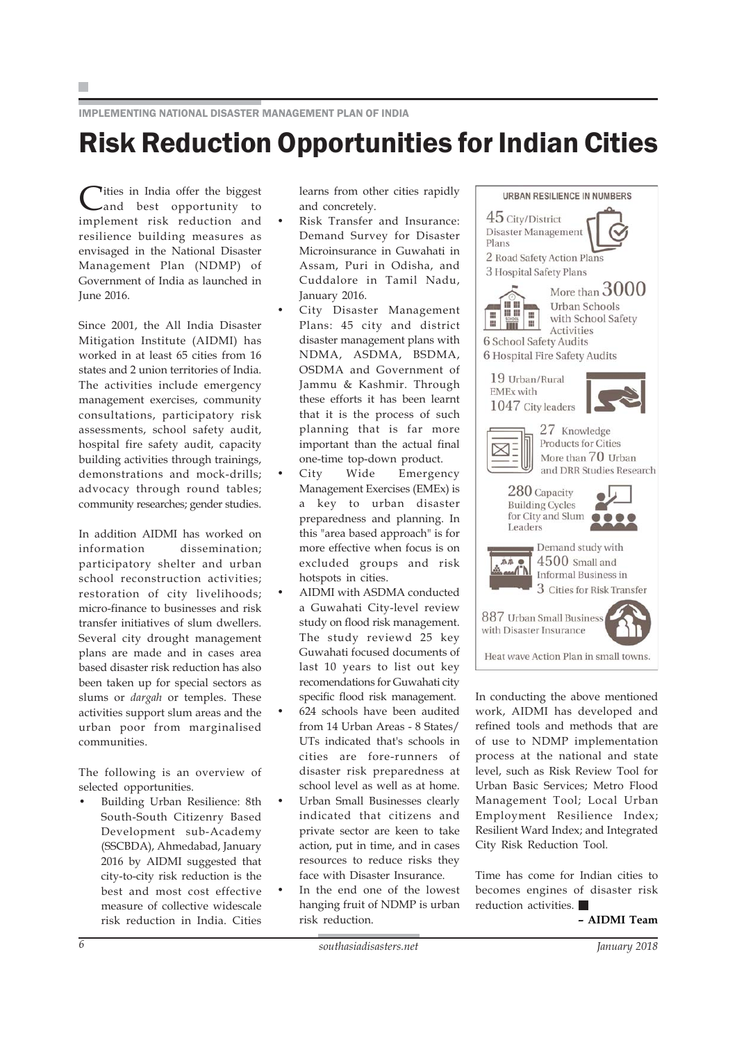IMPLEMENTING NATIONAL DISASTER MANAGEMENT PLAN OF INDIA

# Risk Reduction Opportunities for Indian Cities

Cities in India offer the biggest and best opportunity to implement risk reduction and resilience building measures as envisaged in the National Disaster Management Plan (NDMP) of Government of India as launched in June 2016.

Since 2001, the All India Disaster Mitigation Institute (AIDMI) has worked in at least 65 cities from 16 states and 2 union territories of India. The activities include emergency management exercises, community consultations, participatory risk assessments, school safety audit, hospital fire safety audit, capacity building activities through trainings, demonstrations and mock-drills; advocacy through round tables; community researches; gender studies.

In addition AIDMI has worked on information dissemination; participatory shelter and urban school reconstruction activities; restoration of city livelihoods; micro-finance to businesses and risk transfer initiatives of slum dwellers. Several city drought management plans are made and in cases area based disaster risk reduction has also been taken up for special sectors as slums or *dargah* or temples. These activities support slum areas and the urban poor from marginalised communities.

The following is an overview of selected opportunities.

- Building Urban Resilience: 8th South-South Citizenry Based Development sub-Academy (SSCBDA), Ahmedabad, January 2016 by AIDMI suggested that city-to-city risk reduction is the best and most cost effective measure of collective widescale risk reduction in India. Cities learns from other cities rapidly and concretely.
- Risk Transfer and Insurance: Demand Survey for Disaster Microinsurance in Guwahati in Assam, Puri in Odisha, and Cuddalore in Tamil Nadu, January 2016.
- City Disaster Management Plans: 45 city and district disaster management plans with NDMA, ASDMA, BSDMA, OSDMA and Government of Jammu & Kashmir. Through these efforts it has been learnt that it is the process of such planning that is far more important than the actual final one-time top-down product.
- City Wide Emergency Management Exercises (EMEx) is a key to urban disaster preparedness and planning. In this "area based approach" is for more effective when focus is on excluded groups and risk hotspots in cities.
- AIDMI with ASDMA conducted a Guwahati City-level review study on flood risk management. The study reviewd 25 key Guwahati focused documents of last 10 years to list out key recomendations for Guwahati city specific flood risk management.
- 624 schools have been audited from 14 Urban Areas - 8 States/ UTs indicated that's schools in cities are fore-runners of disaster risk preparedness at school level as well as at home.
- Urban Small Businesses clearly indicated that citizens and private sector are keen to take action, put in time, and in cases resources to reduce risks they face with Disaster Insurance.
- In the end one of the lowest hanging fruit of NDMP is urban risk reduction.

**URBAN RESILIENCE IN NUMBERS**

- 45 City/District Disaster Management Plans
- 2 Road Safety Action Plans
- 3 Hospital Safety Plans
- More than 3000 Urban Schools with School Safety Activities
- 6 School Safety Audits
- 6 Hospital Fire Safety Audits
- 19 Urban/Rural EMEx with 1047 City leaders
- 27 Knowledge Products for Cities
- More than 70 Urban and DRR Studies Research
- 280 Capacity Building Cycles for City and Slum Leaders
- Demand study with 4500 Small and Informal Business in 3 Cities for Risk Transfer
- 887 Urban Small Business with Disaster Insurance
- Heat wave Action Plan in small towns.

In conducting the above mentioned work, AIDMI has developed and refined tools and methods that are of use to NDMP implementation process at the national and state level, such as Risk Review Tool for Urban Basic Services; Metro Flood Management Tool; Local Urban Employment Resilience Index; Resilient Ward Index; and Integrated City Risk Reduction Tool.

Time has come for Indian cities to becomes engines of disaster risk reduction activities.

**– AIDMI Team**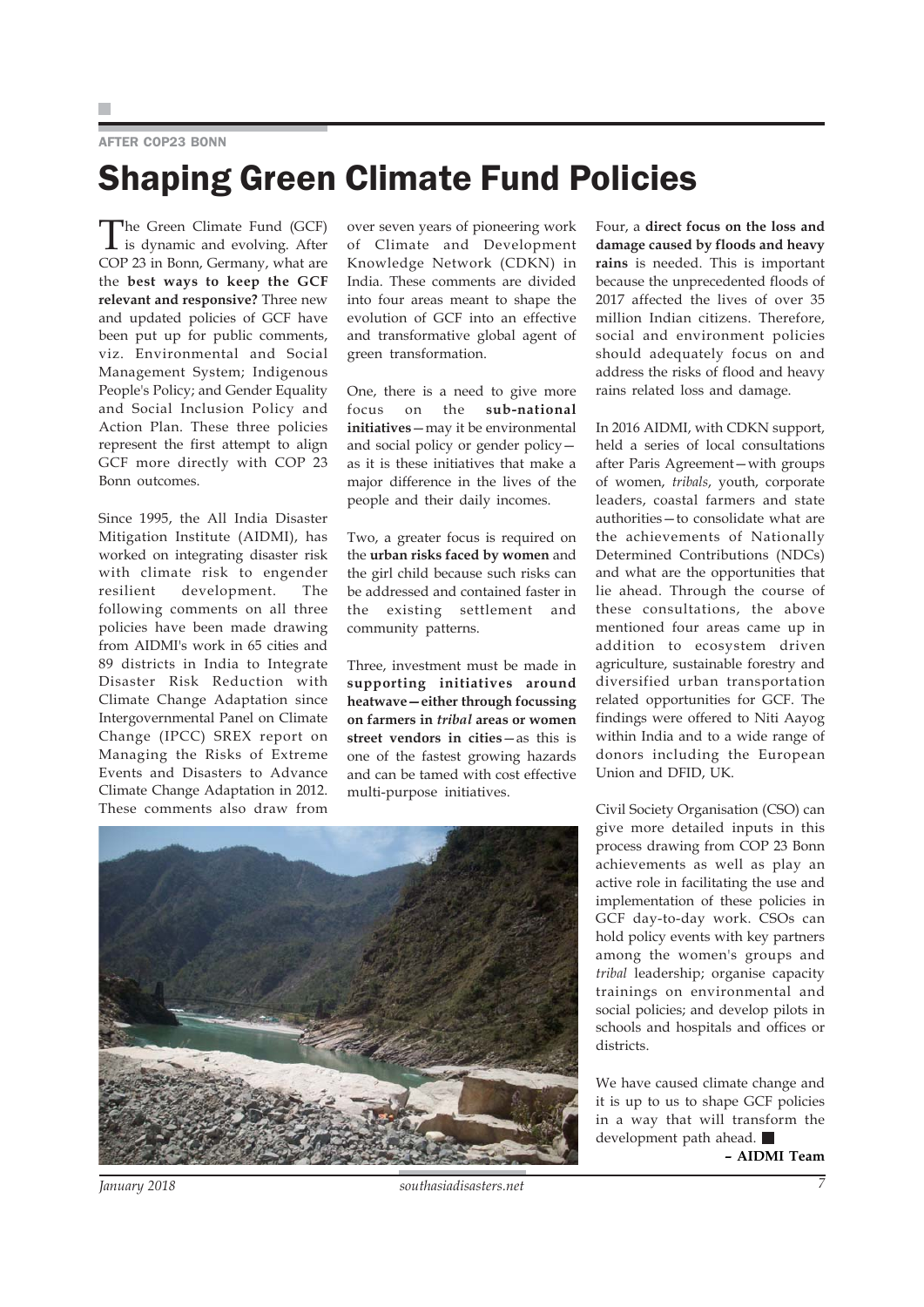AFTER COP23 BONN

# Shaping Green Climate Fund Policies

The Green Climate Fund (GCF) is dynamic and evolving. After COP 23 in Bonn, Germany, what are the **best ways to keep the GCF relevant and responsive?** Three new and updated policies of GCF have been put up for public comments, viz. Environmental and Social Management System; Indigenous People's Policy; and Gender Equality and Social Inclusion Policy and Action Plan. These three policies represent the first attempt to align GCF more directly with COP 23 Bonn outcomes.

Since 1995, the All India Disaster Mitigation Institute (AIDMI), has worked on integrating disaster risk with climate risk to engender resilient development. The following comments on all three policies have been made drawing from AIDMI's work in 65 cities and 89 districts in India to Integrate Disaster Risk Reduction with Climate Change Adaptation since Intergovernmental Panel on Climate Change (IPCC) SREX report on Managing the Risks of Extreme Events and Disasters to Advance Climate Change Adaptation in 2012. These comments also draw from over seven years of pioneering work of Climate and Development Knowledge Network (CDKN) in India. These comments are divided into four areas meant to shape the evolution of GCF into an effective and transformative global agent of green transformation.

One, there is a need to give more focus on the **sub-national initiatives**—may it be environmental and social policy or gender policy—as it is these initiatives that make a major difference in the lives of the people and their daily incomes.

Two, a greater focus is required on the **urban risks faced by women** and the girl child because such risks can be addressed and contained faster in the existing settlement and community patterns.

Three, investment must be made in **supporting initiatives around heatwave—either through focussing on farmers in *tribal* areas or women street vendors in cities**—as this is one of the fastest growing hazards and can be tamed with cost effective multi-purpose initiatives.

Four, a **direct focus on the loss and damage caused by floods and heavy rains** is needed. This is important because the unprecedented floods of 2017 affected the lives of over 35 million Indian citizens. Therefore, social and environment policies should adequately focus on and address the risks of flood and heavy rains related loss and damage.

In 2016 AIDMI, with CDKN support, held a series of local consultations after Paris Agreement—with groups of women, *tribals*, youth, corporate leaders, coastal farmers and state authorities—to consolidate what are the achievements of Nationally Determined Contributions (NDCs) and what are the opportunities that lie ahead. Through the course of these consultations, the above mentioned four areas came up in addition to ecosystem driven agriculture, sustainable forestry and diversified urban transportation related opportunities for GCF. The findings were offered to Niti Aayog within India and to a wide range of donors including the European Union and DFID, UK.

Civil Society Organisation (CSO) can give more detailed inputs in this process drawing from COP 23 Bonn achievements as well as play an active role in facilitating the use and implementation of these policies in GCF day-to-day work. CSOs can hold policy events with key partners among the women's groups and *tribal* leadership; organise capacity trainings on environmental and social policies; and develop pilots in schools and hospitals and offices or districts.

We have caused climate change and it is up to us to shape GCF policies in a way that will transform the development path ahead.

**– AIDMI Team**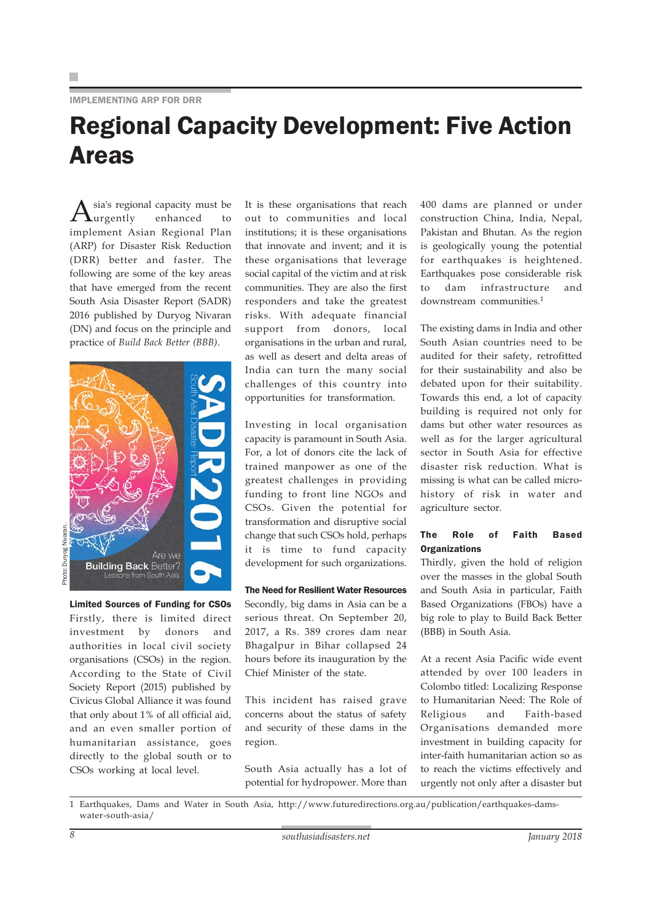IMPLEMENTING ARP FOR DRR

# Regional Capacity Development: Five Action Areas

Asia's regional capacity must be urgently enhanced to implement Asian Regional Plan (ARP) for Disaster Risk Reduction (DRR) better and faster. The following are some of the key areas that have emerged from the recent South Asia Disaster Report (SADR) 2016 published by Duryog Nivaran (DN) and focus on the principle and practice of *Build Back Better (BBB)*.

Photo: Duryog Nivaran.

### Limited Sources of Funding for CSOs

Firstly, there is limited direct investment by donors and authorities in local civil society organisations (CSOs) in the region. According to the State of Civil Society Report (2015) published by Civicus Global Alliance it was found that only about 1% of all official aid, and an even smaller portion of humanitarian assistance, goes directly to the global south or to CSOs working at local level.

It is these organisations that reach out to communities and local institutions; it is these organisations that innovate and invent; and it is these organisations that leverage social capital of the victim and at risk communities. They are also the first responders and take the greatest risks. With adequate financial support from donors, local organisations in the urban and rural, as well as desert and delta areas of India can turn the many social challenges of this country into opportunities for transformation.

Investing in local organisation capacity is paramount in South Asia. For, a lot of donors cite the lack of trained manpower as one of the greatest challenges in providing funding to front line NGOs and CSOs. Given the potential for transformation and disruptive social change that such CSOs hold, perhaps it is time to fund capacity development for such organizations.

### The Need for Resilient Water Resources

Secondly, big dams in Asia can be a serious threat. On September 20, 2017, a Rs. 389 crores dam near Bhagalpur in Bihar collapsed 24 hours before its inauguration by the Chief Minister of the state.

This incident has raised grave concerns about the status of safety and security of these dams in the region.

South Asia actually has a lot of potential for hydropower. More than 400 dams are planned or under construction China, India, Nepal, Pakistan and Bhutan. As the region is geologically young the potential for earthquakes is heightened. Earthquakes pose considerable risk to dam infrastructure and downstream communities.[1]

The existing dams in India and other South Asian countries need to be audited for their safety, retrofitted for their sustainability and also be debated upon for their suitability. Towards this end, a lot of capacity building is required not only for dams but other water resources as well as for the larger agricultural sector in South Asia for effective disaster risk reduction. What is missing is what can be called micro-history of risk in water and agriculture sector.

### The Role of Faith Based Organizations

Thirdly, given the hold of religion over the masses in the global South and South Asia in particular, Faith Based Organizations (FBOs) have a big role to play to Build Back Better (BBB) in South Asia.

At a recent Asia Pacific wide event attended by over 100 leaders in Colombo titled: Localizing Response to Humanitarian Need: The Role of Religious and Faith-based Organisations demanded more investment in building capacity for inter-faith humanitarian action so as to reach the victims effectively and urgently not only after a disaster but

1 Earthquakes, Dams and Water in South Asia, http://www.futuredirections.org.au/publication/earthquakes-dams-water-south-asia/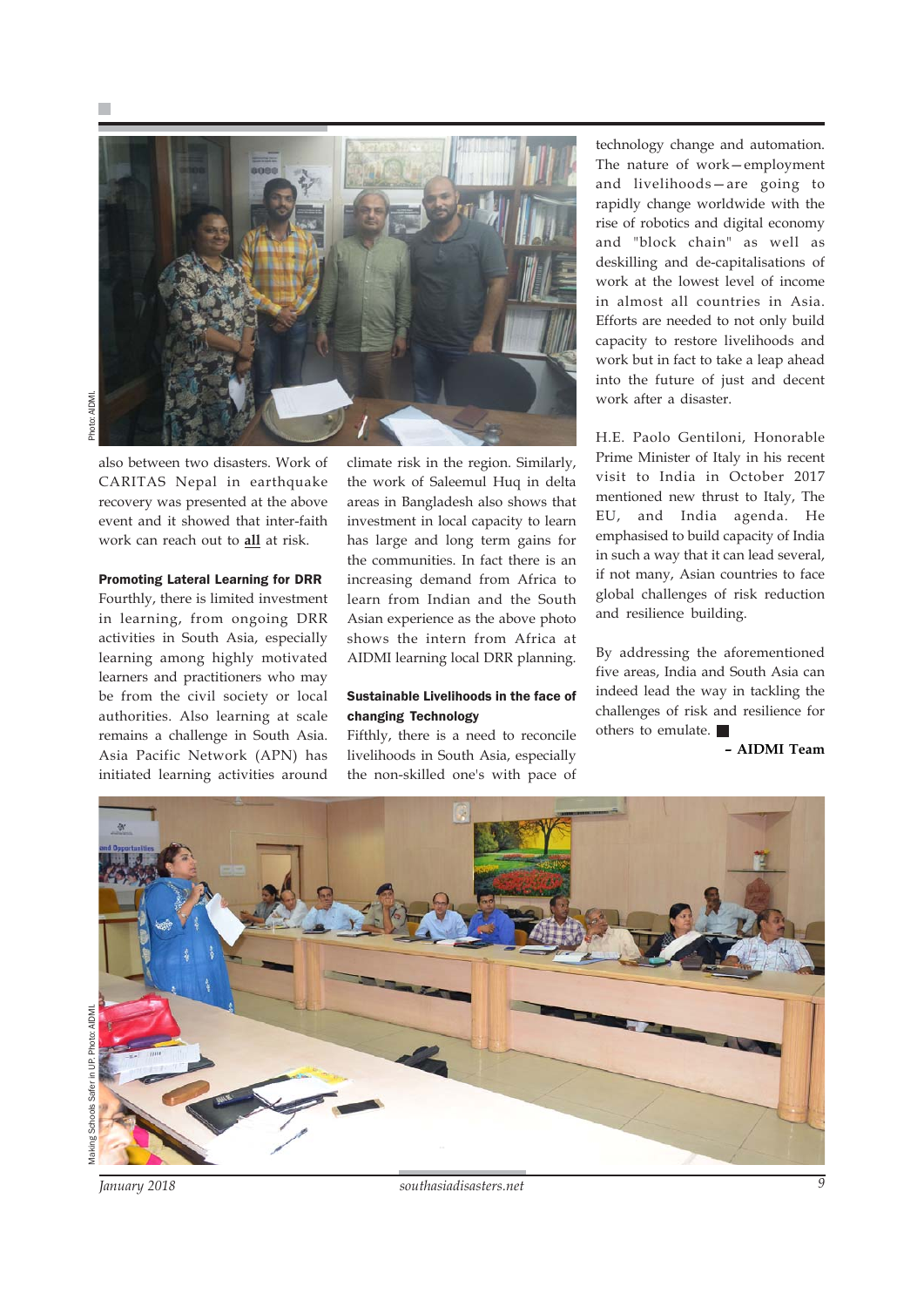also between two disasters. Work of CARITAS Nepal in earthquake recovery was presented at the above event and it showed that inter-faith work can reach out to **all** at risk.

**Promoting Lateral Learning for DRR**

Fourthly, there is limited investment in learning, from ongoing DRR activities in South Asia, especially learning among highly motivated learners and practitioners who may be from the civil society or local authorities. Also learning at scale remains a challenge in South Asia. Asia Pacific Network (APN) has initiated learning activities around climate risk in the region. Similarly, the work of Saleemul Huq in delta areas in Bangladesh also shows that investment in local capacity to learn has large and long term gains for the communities. In fact there is an increasing demand from Africa to learn from Indian and the South Asian experience as the above photo shows the intern from Africa at AIDMI learning local DRR planning.

**Sustainable Livelihoods in the face of changing Technology**

Fifthly, there is a need to reconcile livelihoods in South Asia, especially the non-skilled one's with pace of technology change and automation. The nature of work—employment and livelihoods—are going to rapidly change worldwide with the rise of robotics and digital economy and "block chain" as well as deskilling and de-capitalisations of work at the lowest level of income in almost all countries in Asia. Efforts are needed to not only build capacity to restore livelihoods and work but in fact to take a leap ahead into the future of just and decent work after a disaster.

H.E. Paolo Gentiloni, Honorable Prime Minister of Italy in his recent visit to India in October 2017 mentioned new thrust to Italy, The EU, and India agenda. He emphasised to build capacity of India in such a way that it can lead several, if not many, Asian countries to face global challenges of risk reduction and resilience building.

By addressing the aforementioned five areas, India and South Asia can indeed lead the way in tackling the challenges of risk and resilience for others to emulate. ■

**– AIDMI Team**

Photo: AIDMI.

Making Schools Safer in UP. Photo: AIDMI.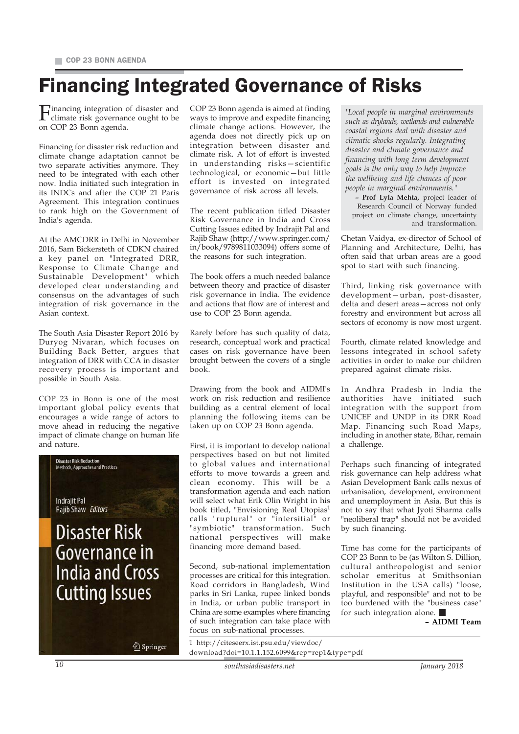# Financing Integrated Governance of Risks

Financing integration of disaster and climate risk governance ought to be on COP 23 Bonn agenda.

Financing for disaster risk reduction and climate change adaptation cannot be two separate activities anymore. They need to be integrated with each other now. India initiated such integration in its INDCs and after the COP 21 Paris Agreement. This integration continues to rank high on the Government of India's agenda.

At the AMCDRR in Delhi in November 2016, Sam Bickersteth of CDKN chaired a key panel on "Integrated DRR, Response to Climate Change and Sustainable Development" which developed clear understanding and consensus on the advantages of such integration of risk governance in the Asian context.

The South Asia Disaster Report 2016 by Duryog Nivaran, which focuses on Building Back Better, argues that integration of DRR with CCA in disaster recovery process is important and possible in South Asia.

COP 23 in Bonn is one of the most important global policy events that encourages a wide range of actors to move ahead in reducing the negative impact of climate change on human life and nature.

COP 23 Bonn agenda is aimed at finding ways to improve and expedite financing climate change actions. However, the agenda does not directly pick up on integration between disaster and climate risk. A lot of effort is invested in understanding risks—scientific technological, or economic—but little effort is invested on integrated governance of risk across all levels.

The recent publication titled Disaster Risk Governance in India and Cross Cutting Issues edited by Indrajit Pal and Rajib Shaw (http://www.springer.com/in/book/9789811033094) offers some of the reasons for such integration.

The book offers a much needed balance between theory and practice of disaster risk governance in India. The evidence and actions that flow are of interest and use to COP 23 Bonn agenda.

Rarely before has such quality of data, research, conceptual work and practical cases on risk governance have been brought between the covers of a single book.

Drawing from the book and AIDMI's work on risk reduction and resilience building as a central element of local planning the following items can be taken up on COP 23 Bonn agenda.

First, it is important to develop national perspectives based on but not limited to global values and international efforts to move towards a green and clean economy. This will be a transformation agenda and each nation will select what Erik Olin Wright in his book titled, "Envisioning Real Utopias[1] calls "ruptural" or "intersitial" or "symbiotic" transformation. Such national perspectives will make financing more demand based.

Second, sub-national implementation processes are critical for this integration. Road corridors in Bangladesh, Wind parks in Sri Lanka, rupee linked bonds in India, or urban public transport in China are some examples where financing of such integration can take place with focus on sub-national processes.

> *'Local people in marginal environments such as drylands, wetlands and vulnerable coastal regions deal with disaster and climatic shocks regularly. Integrating disaster and climate governance and financing with long term development goals is the only way to help improve the wellbeing and life chances of poor people in marginal environments."*
>
> **– Prof Lyla Mehta,** project leader of Research Council of Norway funded project on climate change, uncertainty and transformation.

Chetan Vaidya, ex-director of School of Planning and Architecture, Delhi, has often said that urban areas are a good spot to start with such financing.

Third, linking risk governance with development—urban, post-disaster, delta and desert areas—across not only forestry and environment but across all sectors of economy is now most urgent.

Fourth, climate related knowledge and lessons integrated in school safety activities in order to make our children prepared against climate risks.

In Andhra Pradesh in India the authorities have initiated such integration with the support from UNICEF and UNDP in its DRR Road Map. Financing such Road Maps, including in another state, Bihar, remain a challenge.

Perhaps such financing of integrated risk governance can help address what Asian Development Bank calls nexus of urbanisation, development, environment and unemployment in Asia. But this is not to say that what Jyoti Sharma calls "neoliberal trap" should not be avoided by such financing.

Time has come for the participants of COP 23 Bonn to be (as Wilton S. Dillion, cultural anthropologist and senior scholar emeritus at Smithsonian Institution in the USA calls) "loose, playful, and responsible" and not to be too burdened with the "business case" for such integration alone. ■

**– AIDMI Team**

1 http://citeseerx.ist.psu.edu/viewdoc/download?doi=10.1.1.152.6099&rep=rep1&type=pdf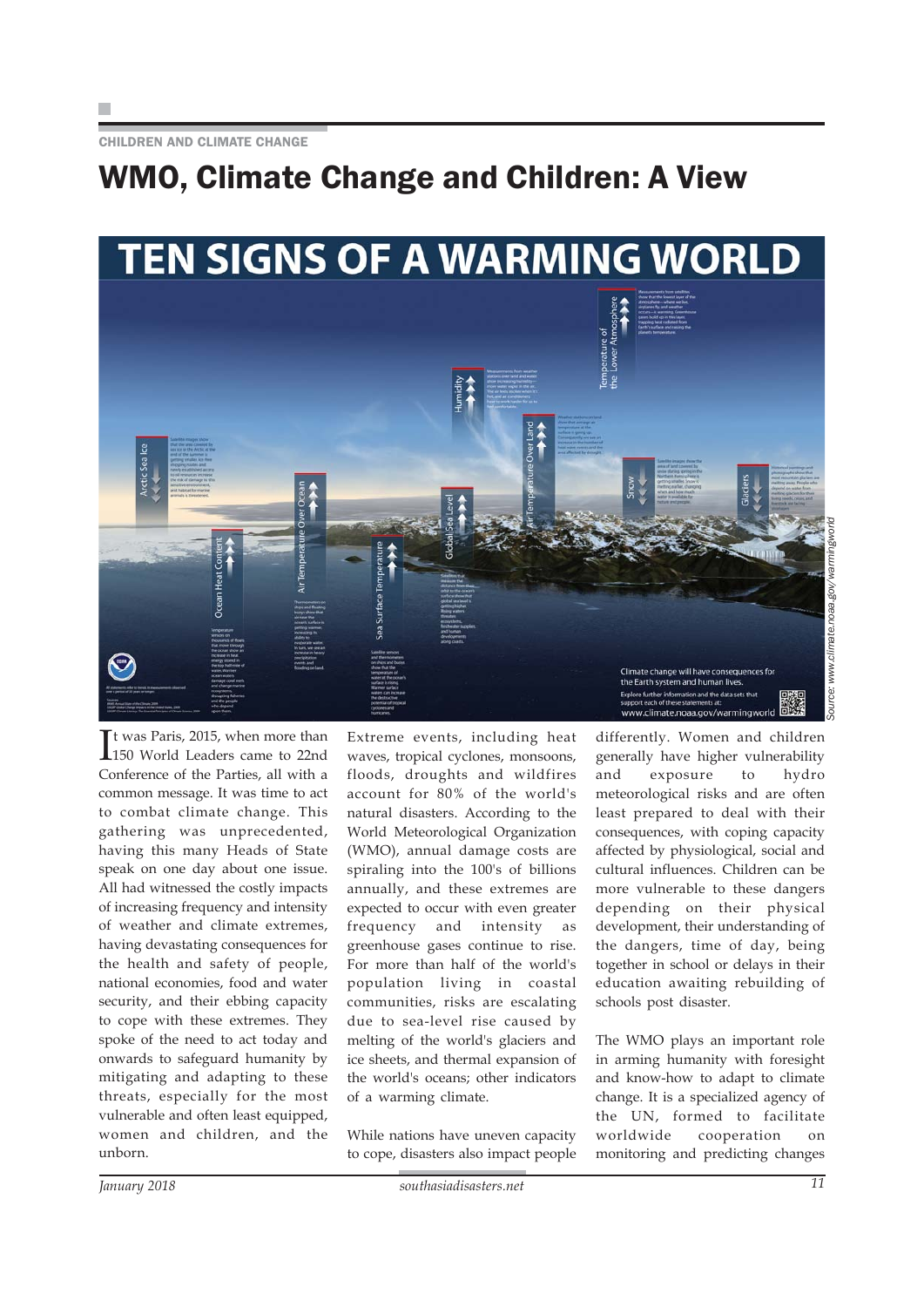CHILDREN AND CLIMATE CHANGE

# WMO, Climate Change and Children: A View

It was Paris, 2015, when more than 150 World Leaders came to 22nd Conference of the Parties, all with a common message. It was time to act to combat climate change. This gathering was unprecedented, having this many Heads of State speak on one day about one issue. All had witnessed the costly impacts of increasing frequency and intensity of weather and climate extremes, having devastating consequences for the health and safety of people, national economies, food and water security, and their ebbing capacity to cope with these extremes. They spoke of the need to act today and onwards to safeguard humanity by mitigating and adapting to these threats, especially for the most vulnerable and often least equipped, women and children, and the unborn.

Extreme events, including heat waves, tropical cyclones, monsoons, floods, droughts and wildfires account for 80% of the world's natural disasters. According to the World Meteorological Organization (WMO), annual damage costs are spiraling into the 100's of billions annually, and these extremes are expected to occur with even greater frequency and intensity as greenhouse gases continue to rise. For more than half of the world's population living in coastal communities, risks are escalating due to sea-level rise caused by melting of the world's glaciers and ice sheets, and thermal expansion of the world's oceans; other indicators of a warming climate.

While nations have uneven capacity to cope, disasters also impact people differently. Women and children generally have higher vulnerability and exposure to hydro meteorological risks and are often least prepared to deal with their consequences, with coping capacity affected by physiological, social and cultural influences. Children can be more vulnerable to these dangers depending on their physical development, their understanding of the dangers, time of day, being together in school or delays in their education awaiting rebuilding of schools post disaster.

The WMO plays an important role in arming humanity with foresight and know-how to adapt to climate change. It is a specialized agency of the UN, formed to facilitate worldwide cooperation on monitoring and predicting changes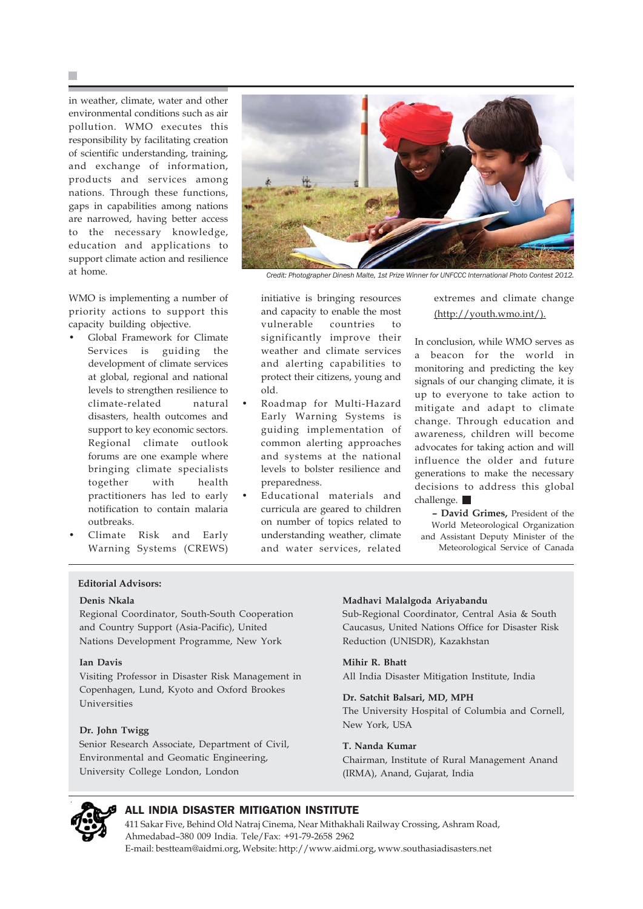in weather, climate, water and other environmental conditions such as air pollution. WMO executes this responsibility by facilitating creation of scientific understanding, training, and exchange of information, products and services among nations. Through these functions, gaps in capabilities among nations are narrowed, having better access to the necessary knowledge, education and applications to support climate action and resilience at home.

*Credit: Photographer Dinesh Malte, 1st Prize Winner for UNFCCC International Photo Contest 2012.*

WMO is implementing a number of priority actions to support this capacity building objective.

- Global Framework for Climate Services is guiding the development of climate services at global, regional and national levels to strengthen resilience to climate-related natural disasters, health outcomes and support to key economic sectors. Regional climate outlook forums are one example where bringing climate specialists together with health practitioners has led to early notification to contain malaria outbreaks.
- Climate Risk and Early Warning Systems (CREWS) initiative is bringing resources and capacity to enable the most vulnerable countries to significantly improve their weather and climate services and alerting capabilities to protect their citizens, young and old.
- Roadmap for Multi-Hazard Early Warning Systems is guiding implementation of common alerting approaches and systems at the national levels to bolster resilience and preparedness.
- Educational materials and curricula are geared to children on number of topics related to understanding weather, climate and water services, related extremes and climate change (http://youth.wmo.int/).

In conclusion, while WMO serves as a beacon for the world in monitoring and predicting the key signals of our changing climate, it is up to everyone to take action to mitigate and adapt to climate change. Through education and awareness, children will become advocates for taking action and will influence the older and future generations to make the necessary decisions to address this global challenge. ■

**– David Grimes,** President of the World Meteorological Organization and Assistant Deputy Minister of the Meteorological Service of Canada

**Editorial Advisors:**

**Denis Nkala**
Regional Coordinator, South-South Cooperation and Country Support (Asia-Pacific), United Nations Development Programme, New York

**Ian Davis**
Visiting Professor in Disaster Risk Management in Copenhagen, Lund, Kyoto and Oxford Brookes Universities

**Dr. John Twigg**
Senior Research Associate, Department of Civil, Environmental and Geomatic Engineering, University College London, London

**Madhavi Malalgoda Ariyabandu**
Sub-Regional Coordinator, Central Asia & South Caucasus, United Nations Office for Disaster Risk Reduction (UNISDR), Kazakhstan

**Mihir R. Bhatt**
All India Disaster Mitigation Institute, India

**Dr. Satchit Balsari, MD, MPH**
The University Hospital of Columbia and Cornell, New York, USA

**T. Nanda Kumar**
Chairman, Institute of Rural Management Anand (IRMA), Anand, Gujarat, India

**ALL INDIA DISASTER MITIGATION INSTITUTE**
411 Sakar Five, Behind Old Natraj Cinema, Near Mithakhali Railway Crossing, Ashram Road, Ahmedabad–380 009 India. Tele/Fax: +91-79-2658 2962
E-mail: bestteam@aidmi.org, Website: http://www.aidmi.org, www.southasiadisasters.net